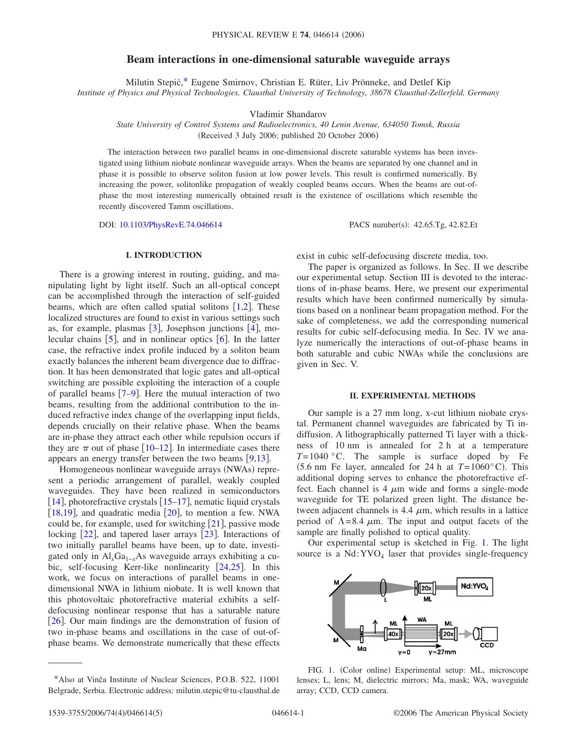# Beam interactions in one-dimensional saturable waveguide arrays

Milutin Stepić,* Eugene Smirnov, Christian E. Rüter, Liv Prönneke, and Detlef Kip

*Institute of Physics and Physical Technologies, Clausthal University of Technology, 38678 Clausthal-Zellerfeld, Germany*

Vladimir Shandarov

*State University of Control Systems and Radioelectronics, 40 Lenin Avenue, 634050 Tomsk, Russia*

(Received 3 July 2006; published 20 October 2006)

The interaction between two parallel beams in one-dimensional discrete saturable systems has been investigated using lithium niobate nonlinear waveguide arrays. When the beams are separated by one channel and in phase it is possible to observe soliton fusion at low power levels. This result is confirmed numerically. By increasing the power, solitonlike propagation of weakly coupled beams occurs. When the beams are out-of-phase the most interesting numerically obtained result is the existence of oscillations which resemble the recently discovered Tamm oscillations.

DOI: 10.1103/PhysRevE.74.046614 PACS number(s): 42.65.Tg, 42.82.Et

## I. INTRODUCTION

There is a growing interest in routing, guiding, and manipulating light by light itself. Such an all-optical concept can be accomplished through the interaction of self-guided beams, which are often called spatial solitons [1,2]. These localized structures are found to exist in various settings such as, for example, plasmas [3], Josephson junctions [4], molecular chains [5], and in nonlinear optics [6]. In the latter case, the refractive index profile induced by a soliton beam exactly balances the inherent beam divergence due to diffraction. It has been demonstrated that logic gates and all-optical switching are possible exploiting the interaction of a couple of parallel beams [7–9]. Here the mutual interaction of two beams, resulting from the additional contribution to the induced refractive index change of the overlapping input fields, depends crucially on their relative phase. When the beams are in-phase they attract each other while repulsion occurs if they are $\pi$ out of phase [10–12]. In intermediate cases there appears an energy transfer between the two beams [9,13].

Homogeneous nonlinear waveguide arrays (NWAs) represent a periodic arrangement of parallel, weakly coupled waveguides. They have been realized in semiconductors [14], photorefractive crystals [15–17], nematic liquid crystals [18,19], and quadratic media [20], to mention a few. NWA could be, for example, used for switching [21], passive mode locking [22], and tapered laser arrays [23]. Interactions of two initially parallel beams have been, up to date, investigated only in $Al_xGa_{1-x}As$ waveguide arrays exhibiting a cubic, self-focusing Kerr-like nonlinearity [24,25]. In this work, we focus on interactions of parallel beams in one-dimensional NWA in lithium niobate. It is well known that this photovoltaic photorefractive material exhibits a self-defocusing nonlinear response that has a saturable nature [26]. Our main findings are the demonstration of fusion of two in-phase beams and oscillations in the case of out-of-phase beams. We demonstrate numerically that these effects exist in cubic self-defocusing discrete media, too.

The paper is organized as follows. In Sec. II we describe our experimental setup. Section III is devoted to the interactions of in-phase beams. Here, we present our experimental results which have been confirmed numerically by simulations based on a nonlinear beam propagation method. For the sake of completeness, we add the corresponding numerical results for cubic self-defocusing media. In Sec. IV we analyze numerically the interactions of out-of-phase beams in both saturable and cubic NWAs while the conclusions are given in Sec. V.

## II. EXPERIMENTAL METHODS

Our sample is a 27 mm long, x-cut lithium niobate crystal. Permanent channel waveguides are fabricated by Ti indiffusion. A lithographically patterned Ti layer with a thickness of 10 nm is annealed for 2 h at a temperature $T=1040\,°\mathrm{C}$. The sample is surface doped by Fe (5.6 nm Fe layer, annealed for 24 h at $T=1060\,°\mathrm{C}$). This additional doping serves to enhance the photorefractive effect. Each channel is 4 $\mu$m wide and forms a single-mode waveguide for TE polarized green light. The distance between adjacent channels is 4.4 $\mu$m, which results in a lattice period of $\Lambda=8.4\ \mu$m. The input and output facets of the sample are finally polished to optical quality.

Our experimental setup is sketched in Fig. 1. The light source is a $Nd:YVO_4$ laser that provides single-frequency

FIG. 1. (Color online) Experimental setup: ML, microscope lenses; L, lens; M, dielectric mirrors; Ma, mask; WA, waveguide array; CCD, CCD camera.

*Also at Vinča Institute of Nuclear Sciences, P.O.B. 522, 11001 Belgrade, Serbia. Electronic address: milutin.stepic@tu-clausthal.de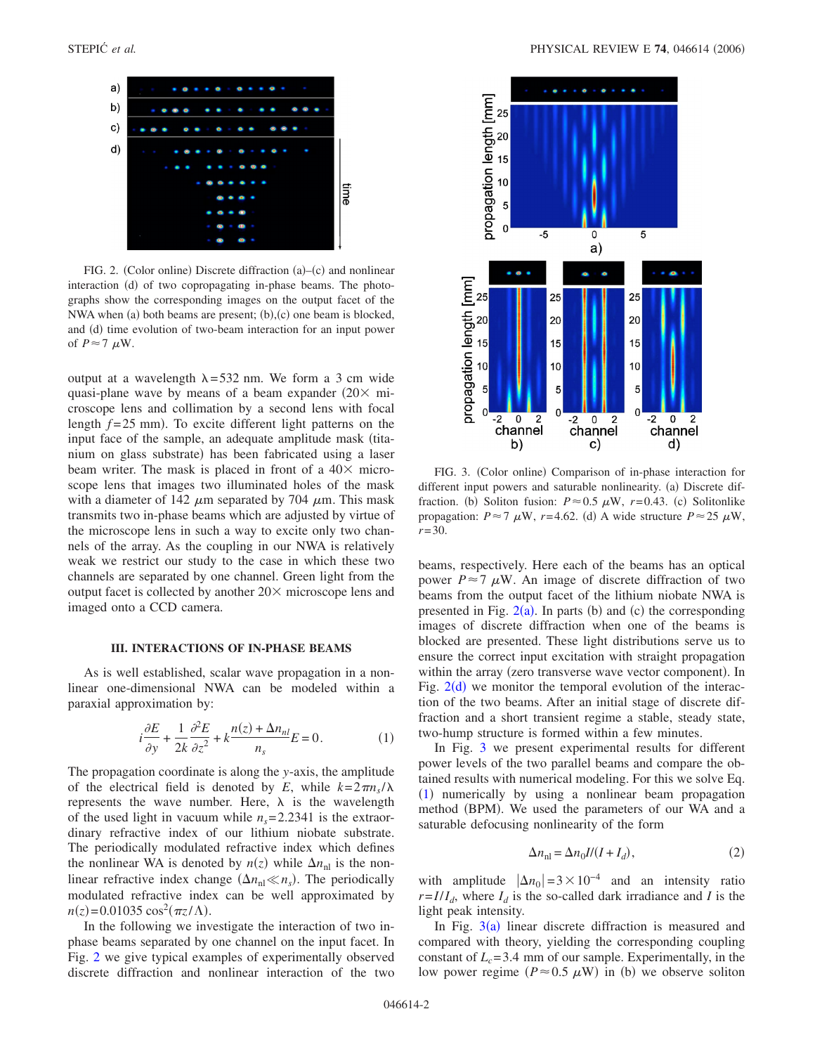FIG. 2. (Color online) Discrete diffraction (a)–(c) and nonlinear interaction (d) of two copropagating in-phase beams. The photographs show the corresponding images on the output facet of the NWA when (a) both beams are present; (b),(c) one beam is blocked, and (d) time evolution of two-beam interaction for an input power of $P \approx 7\ \mu$W.

output at a wavelength $\lambda = 532$ nm. We form a 3 cm wide quasi-plane wave by means of a beam expander ($20\times$ microscope lens and collimation by a second lens with focal length $f = 25$ mm). To excite different light patterns on the input face of the sample, an adequate amplitude mask (titanium on glass substrate) has been fabricated using a laser beam writer. The mask is placed in front of a $40\times$ microscope lens that images two illuminated holes of the mask with a diameter of 142 $\mu$m separated by 704 $\mu$m. This mask transmits two in-phase beams which are adjusted by virtue of the microscope lens in such a way to excite only two channels of the array. As the coupling in our NWA is relatively weak we restrict our study to the case in which these two channels are separated by one channel. Green light from the output facet is collected by another $20\times$ microscope lens and imaged onto a CCD camera.

## III. INTERACTIONS OF IN-PHASE BEAMS

As is well established, scalar wave propagation in a nonlinear one-dimensional NWA can be modeled within a paraxial approximation by:

$$i\frac{\partial E}{\partial y} + \frac{1}{2k}\frac{\partial^2 E}{\partial z^2} + k\frac{n(z) + \Delta n_{nl}}{n_s}E = 0. \qquad (1)$$

The propagation coordinate is along the $y$-axis, the amplitude of the electrical field is denoted by $E$, while $k = 2\pi n_s/\lambda$ represents the wave number. Here, $\lambda$ is the wavelength of the used light in vacuum while $n_s = 2.2341$ is the extraordinary refractive index of our lithium niobate substrate. The periodically modulated refractive index which defines the nonlinear WA is denoted by $n(z)$ while $\Delta n_{\text{nl}}$ is the nonlinear refractive index change ($\Delta n_{\text{nl}} \ll n_s$). The periodically modulated refractive index can be well approximated by $n(z) = 0.01035 \cos^2(\pi z/\Lambda)$.

In the following we investigate the interaction of two in-phase beams separated by one channel on the input facet. In Fig. 2 we give typical examples of experimentally observed discrete diffraction and nonlinear interaction of the two beams, respectively. Here each of the beams has an optical power $P \approx 7\ \mu$W. An image of discrete diffraction of two beams from the output facet of the lithium niobate NWA is presented in Fig. 2(a). In parts (b) and (c) the corresponding images of discrete diffraction when one of the beams is blocked are presented. These light distributions serve us to ensure the correct input excitation with straight propagation within the array (zero transverse wave vector component). In Fig. 2(d) we monitor the temporal evolution of the interaction of the two beams. After an initial stage of discrete diffraction and a short transient regime a stable, steady state, two-hump structure is formed within a few minutes.

FIG. 3. (Color online) Comparison of in-phase interaction for different input powers and saturable nonlinearity. (a) Discrete diffraction. (b) Soliton fusion: $P \approx 0.5\ \mu$W, $r = 0.43$. (c) Solitonlike propagation: $P \approx 7\ \mu$W, $r = 4.62$. (d) A wide structure $P \approx 25\ \mu$W, $r = 30$.

In Fig. 3 we present experimental results for different power levels of the two parallel beams and compare the obtained results with numerical modeling. For this we solve Eq. (1) numerically by using a nonlinear beam propagation method (BPM). We used the parameters of our WA and a saturable defocusing nonlinearity of the form

$$\Delta n_{\text{nl}} = \Delta n_0 I/(I + I_d), \qquad (2)$$

with amplitude $|\Delta n_0| = 3 \times 10^{-4}$ and an intensity ratio $r = I/I_d$, where $I_d$ is the so-called dark irradiance and $I$ is the light peak intensity.

In Fig. 3(a) linear discrete diffraction is measured and compared with theory, yielding the corresponding coupling constant of $L_c = 3.4$ mm of our sample. Experimentally, in the low power regime ($P \approx 0.5\ \mu$W) in (b) we observe soliton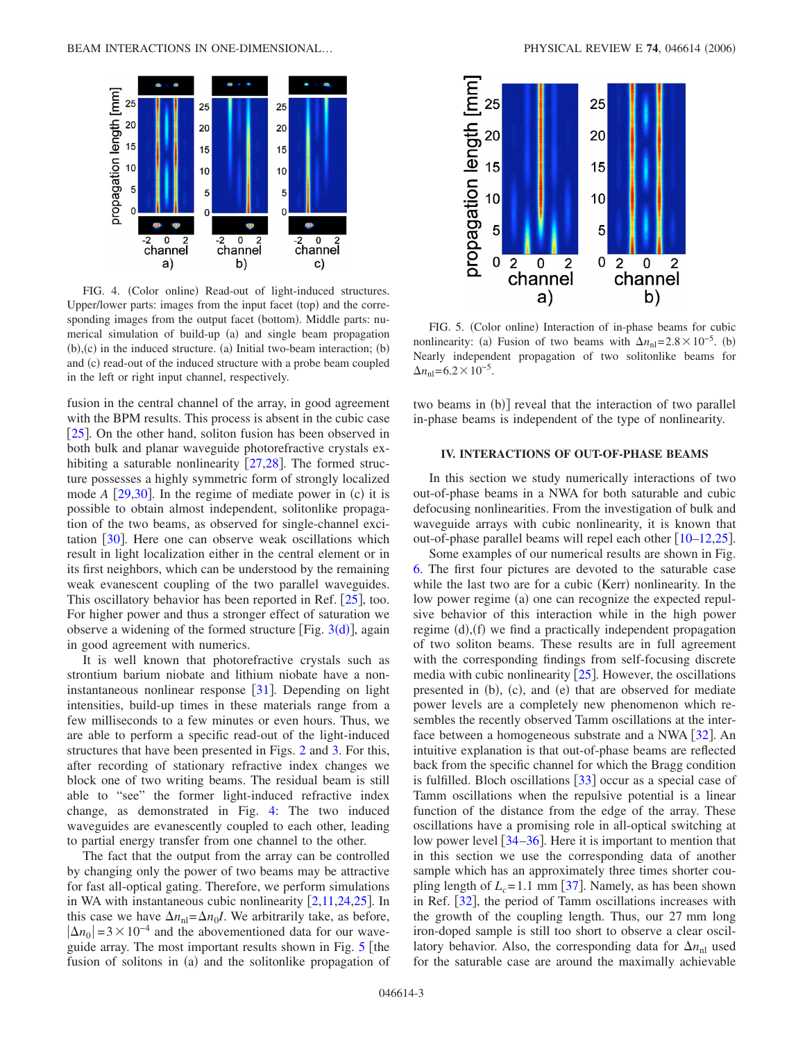FIG. 4. (Color online) Read-out of light-induced structures. Upper/lower parts: images from the input facet (top) and the corresponding images from the output facet (bottom). Middle parts: numerical simulation of build-up (a) and single beam propagation (b),(c) in the induced structure. (a) Initial two-beam interaction; (b) and (c) read-out of the induced structure with a probe beam coupled in the left or right input channel, respectively.

fusion in the central channel of the array, in good agreement with the BPM results. This process is absent in the cubic case [25]. On the other hand, soliton fusion has been observed in both bulk and planar waveguide photorefractive crystals exhibiting a saturable nonlinearity [27,28]. The formed structure possesses a highly symmetric form of strongly localized mode $A$ [29,30]. In the regime of mediate power in (c) it is possible to obtain almost independent, solitonlike propagation of the two beams, as observed for single-channel excitation [30]. Here one can observe weak oscillations which result in light localization either in the central element or in its first neighbors, which can be understood by the remaining weak evanescent coupling of the two parallel waveguides. This oscillatory behavior has been reported in Ref. [25], too. For higher power and thus a stronger effect of saturation we observe a widening of the formed structure [Fig. 3(d)], again in good agreement with numerics.

It is well known that photorefractive crystals such as strontium barium niobate and lithium niobate have a non-instantaneous nonlinear response [31]. Depending on light intensities, build-up times in these materials range from a few milliseconds to a few minutes or even hours. Thus, we are able to perform a specific read-out of the light-induced structures that have been presented in Figs. 2 and 3. For this, after recording of stationary refractive index changes we still block one of two writing beams. The residual beam is still able to "see" the former light-induced refractive index change, as demonstrated in Fig. 4: The two induced waveguides are evanescently coupled to each other, leading to partial energy transfer from one channel to the other.

The fact that the output from the array can be controlled by changing only the power of two beams may be attractive for fast all-optical gating. Therefore, we perform simulations in WA with instantaneous cubic nonlinearity [2,11,24,25]. In this case we have $\Delta n_{\rm nl}=\Delta n_0 I$. We arbitrarily take, as before, $|\Delta n_0|=3\times 10^{-4}$ and the abovementioned data for our waveguide array. The most important results shown in Fig. 5 [the fusion of solitons in (a) and the solitonlike propagation of two beams in (b)] reveal that the interaction of two parallel in-phase beams is independent of the type of nonlinearity.

FIG. 5. (Color online) Interaction of in-phase beams for cubic nonlinearity: (a) Fusion of two beams with $\Delta n_{\rm nl}=2.8\times 10^{-5}$. (b) Nearly independent propagation of two solitonlike beams for $\Delta n_{\rm nl}=6.2\times 10^{-5}$.

## IV. INTERACTIONS OF OUT-OF-PHASE BEAMS

In this section we study numerically interactions of two out-of-phase beams in a NWA for both saturable and cubic defocusing nonlinearities. From the investigation of bulk and waveguide arrays with cubic nonlinearity, it is known that out-of-phase parallel beams will repel each other [10–12,25].

Some examples of our numerical results are shown in Fig. 6. The first four pictures are devoted to the saturable case while the last two are for a cubic (Kerr) nonlinearity. In the low power regime (a) one can recognize the expected repulsive behavior of this interaction while in the high power regime (d),(f) we find a practically independent propagation of two soliton beams. These results are in full agreement with the corresponding findings from self-focusing discrete media with cubic nonlinearity [25]. However, the oscillations presented in (b), (c), and (e) that are observed for mediate power levels are a completely new phenomenon which resembles the recently observed Tamm oscillations at the interface between a homogeneous substrate and a NWA [32]. An intuitive explanation is that out-of-phase beams are reflected back from the specific channel for which the Bragg condition is fulfilled. Bloch oscillations [33] occur as a special case of Tamm oscillations when the repulsive potential is a linear function of the distance from the edge of the array. These oscillations have a promising role in all-optical switching at low power level [34–36]. Here it is important to mention that in this section we use the corresponding data of another sample which has an approximately three times shorter coupling length of $L_c=1.1$ mm [37]. Namely, as has been shown in Ref. [32], the period of Tamm oscillations increases with the growth of the coupling length. Thus, our 27 mm long iron-doped sample is still too short to observe a clear oscillatory behavior. Also, the corresponding data for $\Delta n_{\rm nl}$ used for the saturable case are around the maximally achievable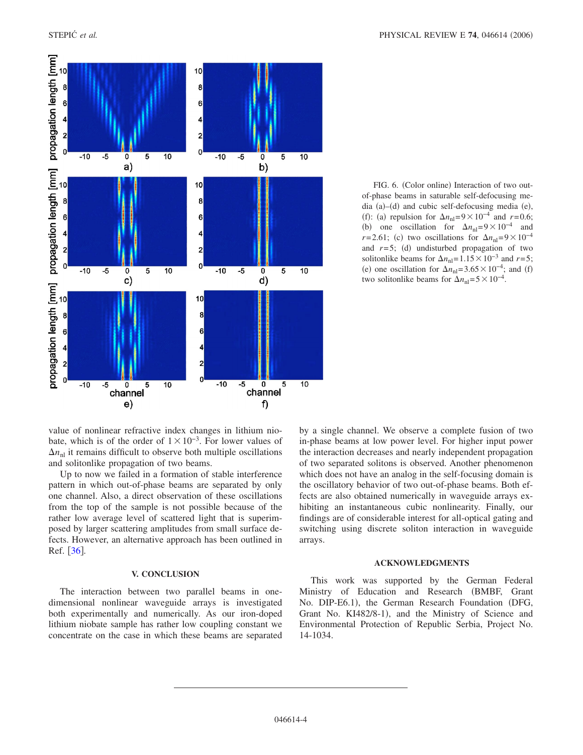FIG. 6. (Color online) Interaction of two out-of-phase beams in saturable self-defocusing media (a)–(d) and cubic self-defocusing media (e), (f): (a) repulsion for $\Delta n_{nl}=9\times10^{-4}$ and $r=0.6$; (b) one oscillation for $\Delta n_{nl}=9\times10^{-4}$ and $r=2.61$; (c) two oscillations for $\Delta n_{nl}=9\times10^{-4}$ and $r=5$; (d) undisturbed propagation of two solitonlike beams for $\Delta n_{nl}=1.15\times10^{-3}$ and $r=5$; (e) one oscillation for $\Delta n_{nl}=3.65\times10^{-4}$; and (f) two solitonlike beams for $\Delta n_{nl}=5\times10^{-4}$.

value of nonlinear refractive index changes in lithium niobate, which is of the order of $1\times10^{-3}$. For lower values of $\Delta n_{nl}$ it remains difficult to observe both multiple oscillations and solitonlike propagation of two beams.

Up to now we failed in a formation of stable interference pattern in which out-of-phase beams are separated by only one channel. Also, a direct observation of these oscillations from the top of the sample is not possible because of the rather low average level of scattered light that is superimposed by larger scattering amplitudes from small surface defects. However, an alternative approach has been outlined in Ref. [36].

## V. CONCLUSION

The interaction between two parallel beams in one-dimensional nonlinear waveguide arrays is investigated both experimentally and numerically. As our iron-doped lithium niobate sample has rather low coupling constant we concentrate on the case in which these beams are separated by a single channel. We observe a complete fusion of two in-phase beams at low power level. For higher input power the interaction decreases and nearly independent propagation of two separated solitons is observed. Another phenomenon which does not have an analog in the self-focusing domain is the oscillatory behavior of two out-of-phase beams. Both effects are also obtained numerically in waveguide arrays exhibiting an instantaneous cubic nonlinearity. Finally, our findings are of considerable interest for all-optical gating and switching using discrete soliton interaction in waveguide arrays.

## ACKNOWLEDGMENTS

This work was supported by the German Federal Ministry of Education and Research (BMBF, Grant No. DIP-E6.1), the German Research Foundation (DFG, Grant No. KI482/8-1), and the Ministry of Science and Environmental Protection of Republic Serbia, Project No. 14-1034.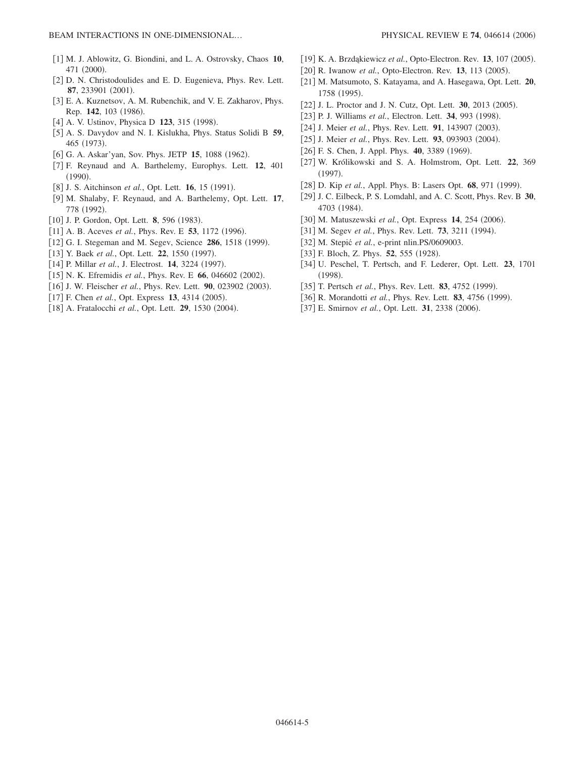[1] M. J. Ablowitz, G. Biondini, and L. A. Ostrovsky, Chaos **10**, 471 (2000).

[2] D. N. Christodoulides and E. D. Eugenieva, Phys. Rev. Lett. **87**, 233901 (2001).

[3] E. A. Kuznetsov, A. M. Rubenchik, and V. E. Zakharov, Phys. Rep. **142**, 103 (1986).

[4] A. V. Ustinov, Physica D **123**, 315 (1998).

[5] A. S. Davydov and N. I. Kislukha, Phys. Status Solidi B **59**, 465 (1973).

[6] G. A. Askar'yan, Sov. Phys. JETP **15**, 1088 (1962).

[7] F. Reynaud and A. Barthelemy, Europhys. Lett. **12**, 401 (1990).

[8] J. S. Aitchinson *et al.*, Opt. Lett. **16**, 15 (1991).

[9] M. Shalaby, F. Reynaud, and A. Barthelemy, Opt. Lett. **17**, 778 (1992).

[10] J. P. Gordon, Opt. Lett. **8**, 596 (1983).

[11] A. B. Aceves *et al.*, Phys. Rev. E **53**, 1172 (1996).

[12] G. I. Stegeman and M. Segev, Science **286**, 1518 (1999).

[13] Y. Baek *et al.*, Opt. Lett. **22**, 1550 (1997).

[14] P. Millar *et al.*, J. Electrost. **14**, 3224 (1997).

[15] N. K. Efremidis *et al.*, Phys. Rev. E **66**, 046602 (2002).

[16] J. W. Fleischer *et al.*, Phys. Rev. Lett. **90**, 023902 (2003).

[17] F. Chen *et al.*, Opt. Express **13**, 4314 (2005).

[18] A. Fratalocchi *et al.*, Opt. Lett. **29**, 1530 (2004).

[19] K. A. Brzdąkiewicz *et al.*, Opto-Electron. Rev. **13**, 107 (2005).

[20] R. Iwanow *et al.*, Opto-Electron. Rev. **13**, 113 (2005).

[21] M. Matsumoto, S. Katayama, and A. Hasegawa, Opt. Lett. **20**, 1758 (1995).

[22] J. L. Proctor and J. N. Cutz, Opt. Lett. **30**, 2013 (2005).

[23] P. J. Williams *et al.*, Electron. Lett. **34**, 993 (1998).

[24] J. Meier *et al.*, Phys. Rev. Lett. **91**, 143907 (2003).

[25] J. Meier *et al.*, Phys. Rev. Lett. **93**, 093903 (2004).

[26] F. S. Chen, J. Appl. Phys. **40**, 3389 (1969).

[27] W. Królikowski and S. A. Holmstrom, Opt. Lett. **22**, 369 (1997).

[28] D. Kip *et al.*, Appl. Phys. B: Lasers Opt. **68**, 971 (1999).

[29] J. C. Eilbeck, P. S. Lomdahl, and A. C. Scott, Phys. Rev. B **30**, 4703 (1984).

[30] M. Matuszewski *et al.*, Opt. Express **14**, 254 (2006).

[31] M. Segev *et al.*, Phys. Rev. Lett. **73**, 3211 (1994).

[32] M. Stepić *et al.*, e-print nlin.PS/0609003.

[33] F. Bloch, Z. Phys. **52**, 555 (1928).

[34] U. Peschel, T. Pertsch, and F. Lederer, Opt. Lett. **23**, 1701 (1998).

[35] T. Pertsch *et al.*, Phys. Rev. Lett. **83**, 4752 (1999).

[36] R. Morandotti *et al.*, Phys. Rev. Lett. **83**, 4756 (1999).

[37] E. Smirnov *et al.*, Opt. Lett. **31**, 2338 (2006).